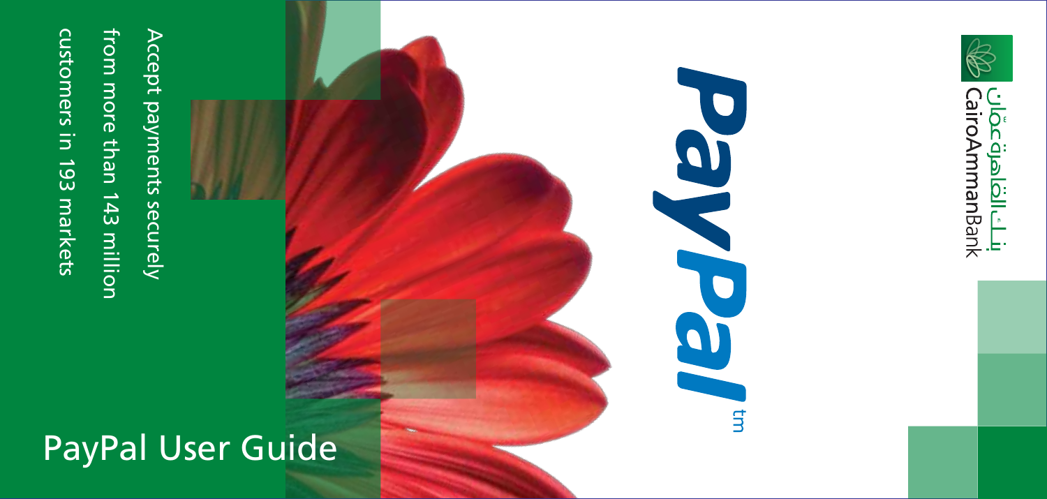بنك القاهرة عمان
CairoAmmanBank

PayPal™

Accept payments securely from more than 143 million customers in 193 markets

# PayPal User Guide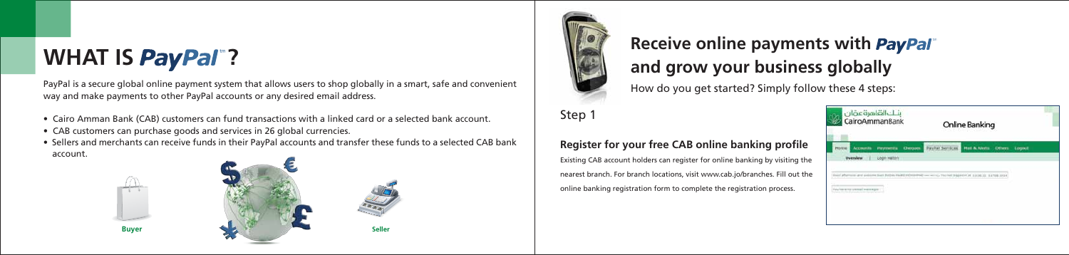# WHAT IS PayPal™?

PayPal is a secure global online payment system that allows users to shop globally in a smart, safe and convenient way and make payments to other PayPal accounts or any desired email address.

- Cairo Amman Bank (CAB) customers can fund transactions with a linked card or a selected bank account.
- CAB customers can purchase goods and services in 26 global currencies.
- Sellers and merchants can receive funds in their PayPal accounts and transfer these funds to a selected CAB bank account.

Buyer

Seller

# Receive online payments with PayPal™ and grow your business globally

How do you get started? Simply follow these 4 steps:

Step 1

### Register for your free CAB online banking profile

Existing CAB account holders can register for online banking by visiting the nearest branch. For branch locations, visit www.cab.jo/branches. Fill out the online banking registration form to complete the registration process.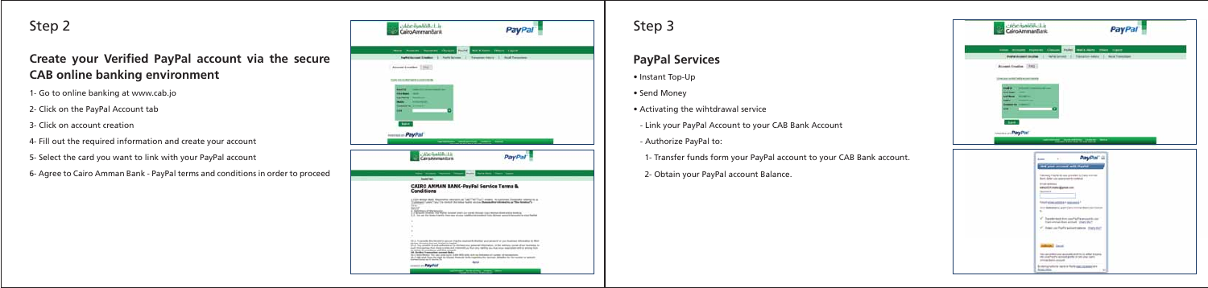## Step 2

### Create your Verified PayPal account via the secure CAB online banking environment

1- Go to online banking at www.cab.jo

2- Click on the PayPal Account tab

3- Click on account creation

4- Fill out the required information and create your account

5- Select the card you want to link with your PayPal account

6- Agree to Cairo Amman Bank - PayPal terms and conditions in order to proceed

## Step 3

### PayPal Services

- Instant Top-Up
- Send Money
- Activating the wihtdrawal service
  - Link your PayPal Account to your CAB Bank Account
  - Authorize PayPal to:
    1- Transfer funds form your PayPal account to your CAB Bank account.
    2- Obtain your PayPal account Balance.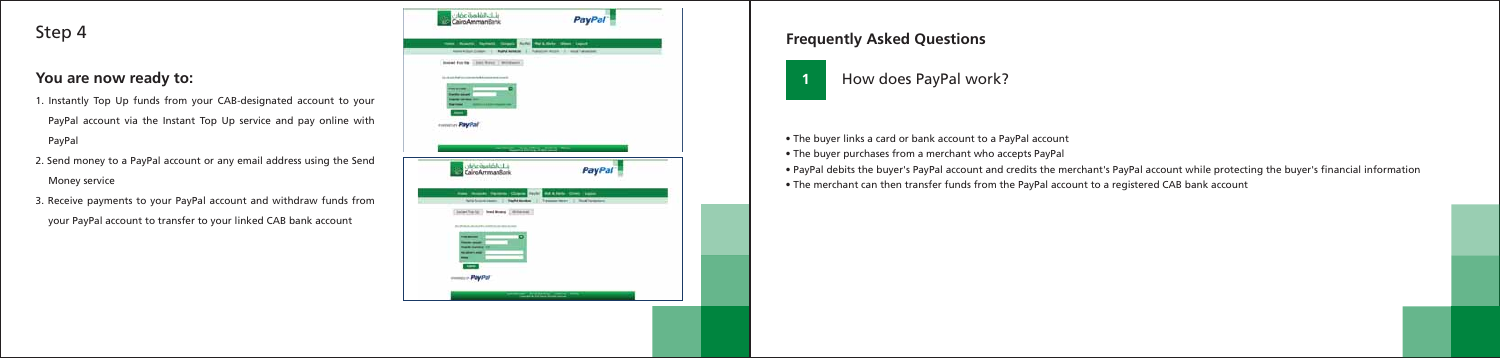## Step 4

### You are now ready to:

1. Instantly Top Up funds from your CAB-designated account to your PayPal account via the Instant Top Up service and pay online with PayPal
2. Send money to a PayPal account or any email address using the Send Money service
3. Receive payments to your PayPal account and withdraw funds from your PayPal account to transfer to your linked CAB bank account

## Frequently Asked Questions

### 1 How does PayPal work?

- The buyer links a card or bank account to a PayPal account
- The buyer purchases from a merchant who accepts PayPal
- PayPal debits the buyer's PayPal account and credits the merchant's PayPal account while protecting the buyer's financial information
- The merchant can then transfer funds from the PayPal account to a registered CAB bank account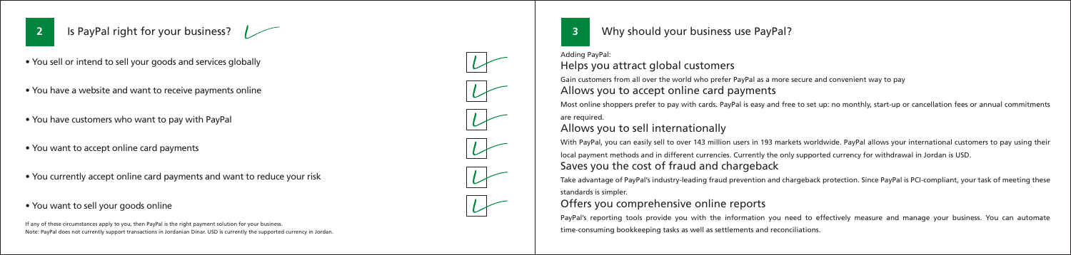## 2 Is PayPal right for your business?

- You sell or intend to sell your goods and services globally
- You have a website and want to receive payments online
- You have customers who want to pay with PayPal
- You want to accept online card payments
- You currently accept online card payments and want to reduce your risk
- You want to sell your goods online

If any of these circumstances apply to you, then PayPal is the right payment solution for your business.
Note: PayPal does not currently support transactions in Jordanian Dinar. USD is currently the supported currency in Jordan.

## 3 Why should your business use PayPal?

Adding PayPal:

### Helps you attract global customers

Gain customers from all over the world who prefer PayPal as a more secure and convenient way to pay

### Allows you to accept online card payments

Most online shoppers prefer to pay with cards. PayPal is easy and free to set up: no monthly, start-up or cancellation fees or annual commitments are required.

### Allows you to sell internationally

With PayPal, you can easily sell to over 143 million users in 193 markets worldwide. PayPal allows your international customers to pay using their local payment methods and in different currencies. Currently the only supported currency for withdrawal in Jordan is USD.

### Saves you the cost of fraud and chargeback

Take advantage of PayPal's industry-leading fraud prevention and chargeback protection. Since PayPal is PCI-compliant, your task of meeting these standards is simpler.

### Offers you comprehensive online reports

PayPal's reporting tools provide you with the information you need to effectively measure and manage your business. You can automate time-consuming bookkeeping tasks as well as settlements and reconciliations.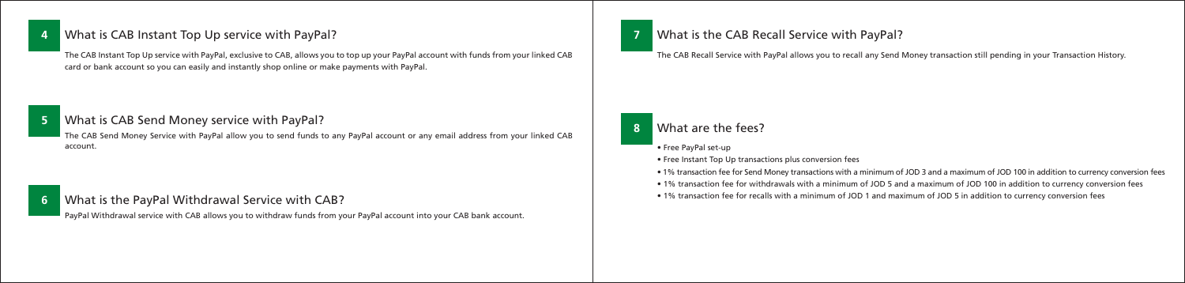## 4 What is CAB Instant Top Up service with PayPal?

The CAB Instant Top Up service with PayPal, exclusive to CAB, allows you to top up your PayPal account with funds from your linked CAB card or bank account so you can easily and instantly shop online or make payments with PayPal.

## 5 What is CAB Send Money service with PayPal?

The CAB Send Money Service with PayPal allow you to send funds to any PayPal account or any email address from your linked CAB account.

## 6 What is the PayPal Withdrawal Service with CAB?

PayPal Withdrawal service with CAB allows you to withdraw funds from your PayPal account into your CAB bank account.

## 7 What is the CAB Recall Service with PayPal?

The CAB Recall Service with PayPal allows you to recall any Send Money transaction still pending in your Transaction History.

## 8 What are the fees?

- Free PayPal set-up
- Free Instant Top Up transactions plus conversion fees
- 1% transaction fee for Send Money transactions with a minimum of JOD 3 and a maximum of JOD 100 in addition to currency conversion fees
- 1% transaction fee for withdrawals with a minimum of JOD 5 and a maximum of JOD 100 in addition to currency conversion fees
- 1% transaction fee for recalls with a minimum of JOD 1 and maximum of JOD 5 in addition to currency conversion fees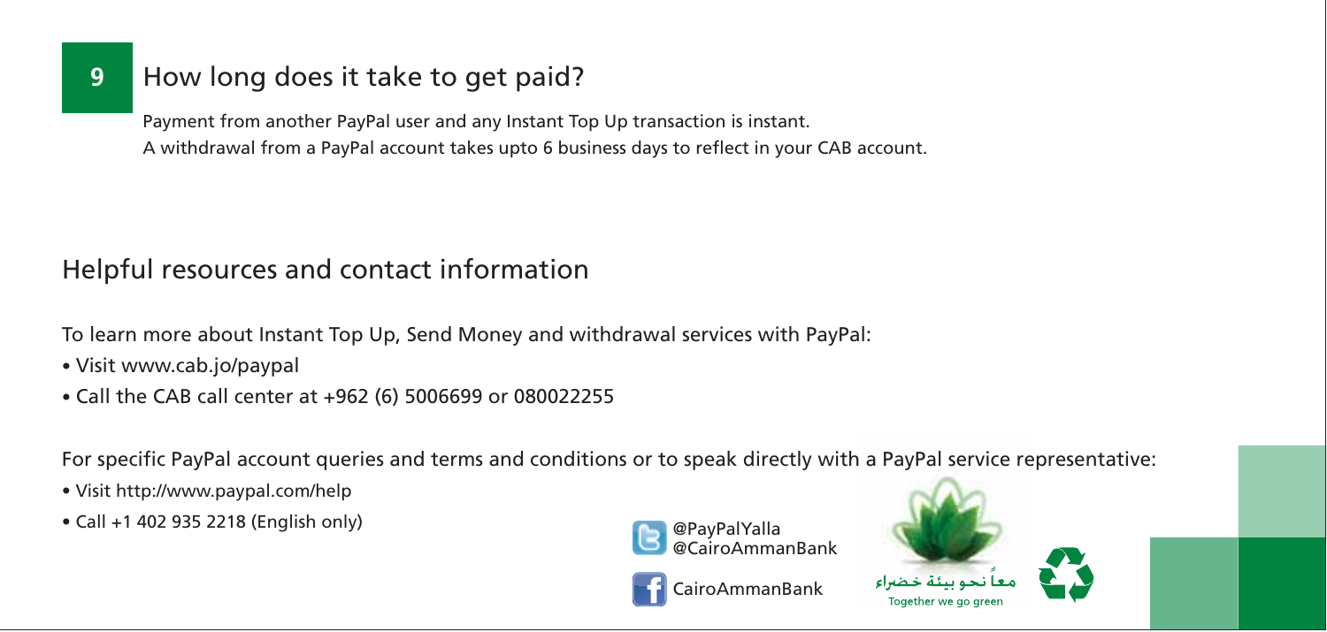## 9 How long does it take to get paid?

Payment from another PayPal user and any Instant Top Up transaction is instant.
A withdrawal from a PayPal account takes upto 6 business days to reflect in your CAB account.

## Helpful resources and contact information

To learn more about Instant Top Up, Send Money and withdrawal services with PayPal:

- Visit www.cab.jo/paypal
- Call the CAB call center at +962 (6) 5006699 or 080022255

For specific PayPal account queries and terms and conditions or to speak directly with a PayPal service representative:

- Visit http://www.paypal.com/help
- Call +1 402 935 2218 (English only)

@PayPalYalla
@CairoAmmanBank

CairoAmmanBank

معاً نحو بيئة خضراء
Together we go green